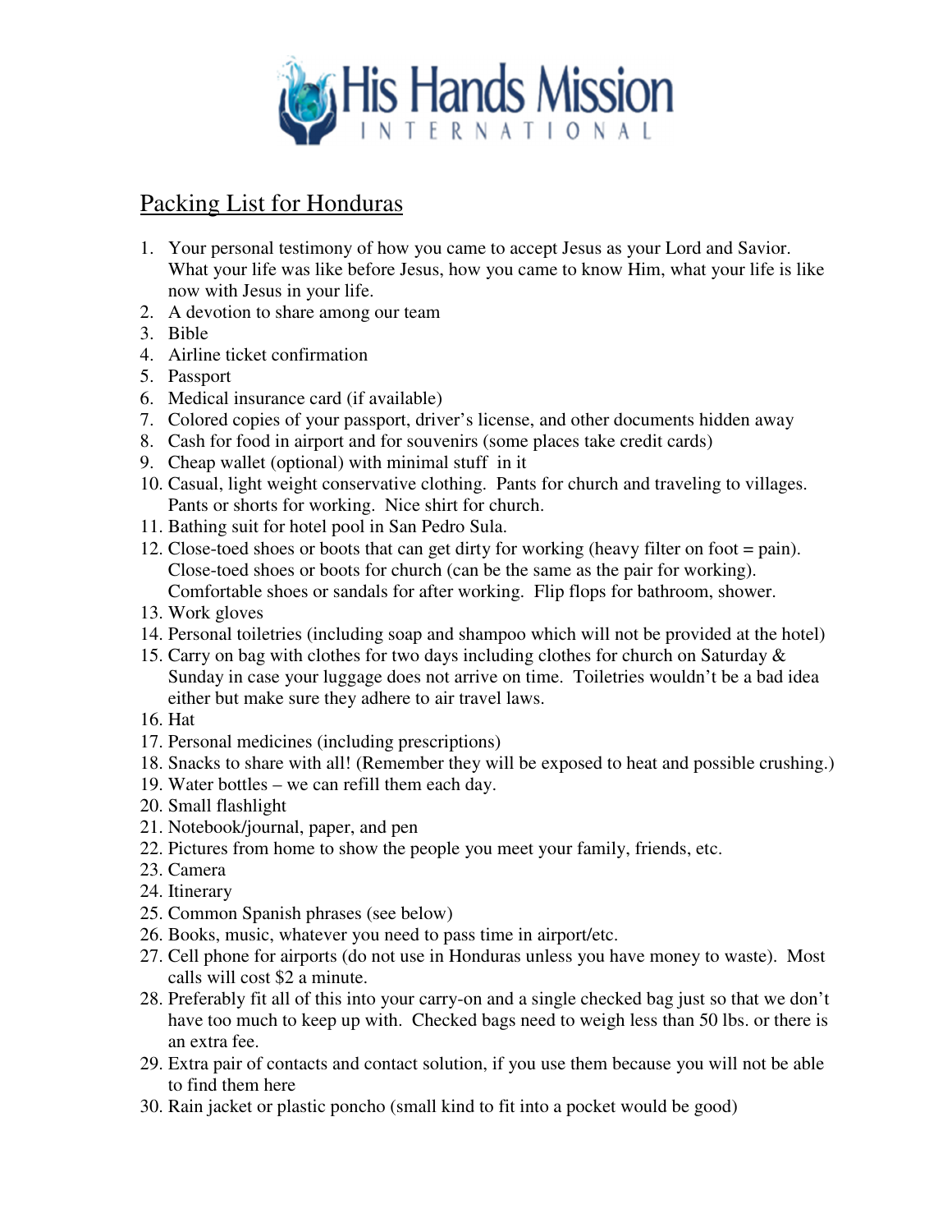# His Hands Mission
INTERNATIONAL

## Packing List for Honduras

1. Your personal testimony of how you came to accept Jesus as your Lord and Savior. What your life was like before Jesus, how you came to know Him, what your life is like now with Jesus in your life.
2. A devotion to share among our team
3. Bible
4. Airline ticket confirmation
5. Passport
6. Medical insurance card (if available)
7. Colored copies of your passport, driver's license, and other documents hidden away
8. Cash for food in airport and for souvenirs (some places take credit cards)
9. Cheap wallet (optional) with minimal stuff in it
10. Casual, light weight conservative clothing. Pants for church and traveling to villages. Pants or shorts for working. Nice shirt for church.
11. Bathing suit for hotel pool in San Pedro Sula.
12. Close-toed shoes or boots that can get dirty for working (heavy filter on foot = pain). Close-toed shoes or boots for church (can be the same as the pair for working). Comfortable shoes or sandals for after working. Flip flops for bathroom, shower.
13. Work gloves
14. Personal toiletries (including soap and shampoo which will not be provided at the hotel)
15. Carry on bag with clothes for two days including clothes for church on Saturday & Sunday in case your luggage does not arrive on time. Toiletries wouldn't be a bad idea either but make sure they adhere to air travel laws.
16. Hat
17. Personal medicines (including prescriptions)
18. Snacks to share with all! (Remember they will be exposed to heat and possible crushing.)
19. Water bottles – we can refill them each day.
20. Small flashlight
21. Notebook/journal, paper, and pen
22. Pictures from home to show the people you meet your family, friends, etc.
23. Camera
24. Itinerary
25. Common Spanish phrases (see below)
26. Books, music, whatever you need to pass time in airport/etc.
27. Cell phone for airports (do not use in Honduras unless you have money to waste). Most calls will cost $2 a minute.
28. Preferably fit all of this into your carry-on and a single checked bag just so that we don't have too much to keep up with. Checked bags need to weigh less than 50 lbs. or there is an extra fee.
29. Extra pair of contacts and contact solution, if you use them because you will not be able to find them here
30. Rain jacket or plastic poncho (small kind to fit into a pocket would be good)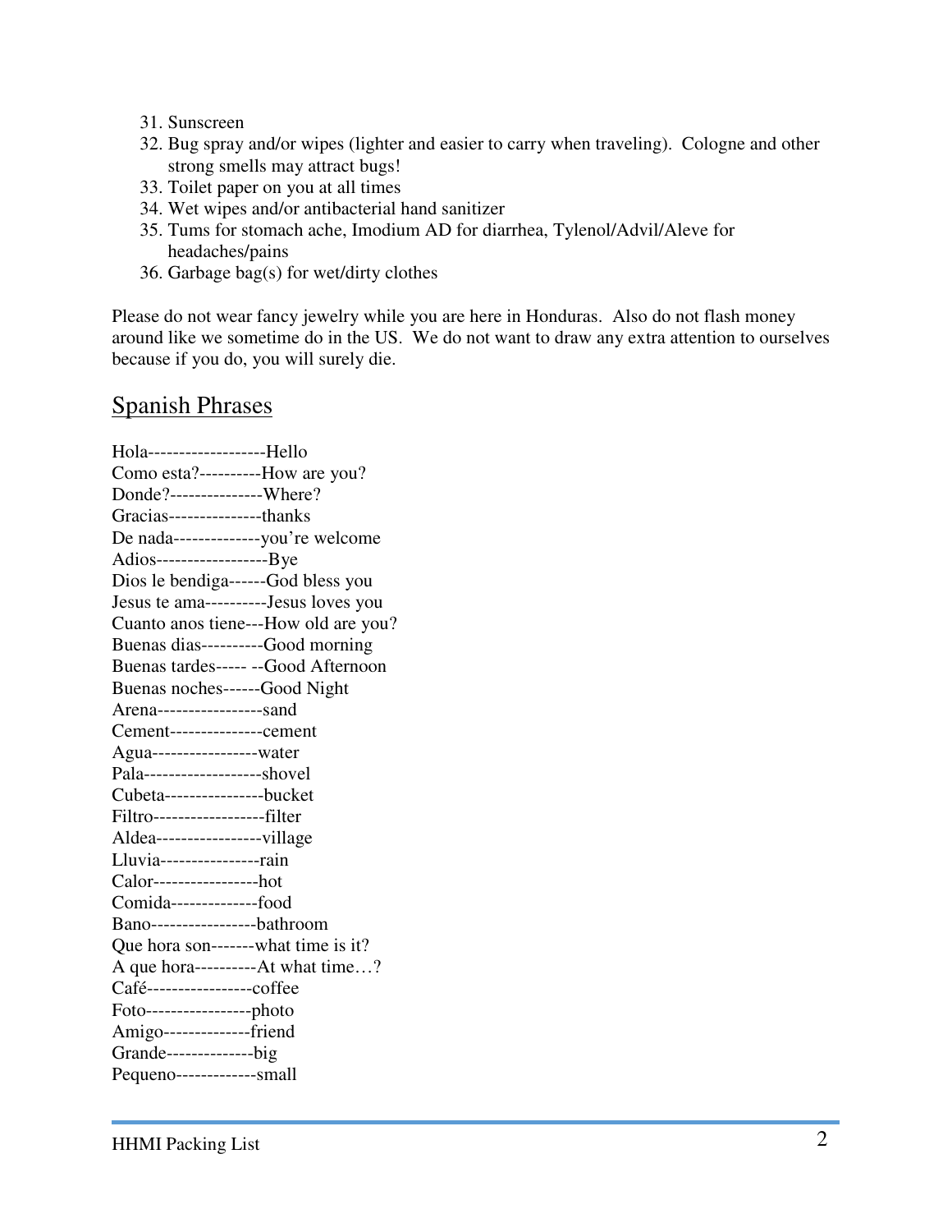31. Sunscreen
32. Bug spray and/or wipes (lighter and easier to carry when traveling). Cologne and other strong smells may attract bugs!
33. Toilet paper on you at all times
34. Wet wipes and/or antibacterial hand sanitizer
35. Tums for stomach ache, Imodium AD for diarrhea, Tylenol/Advil/Aleve for headaches/pains
36. Garbage bag(s) for wet/dirty clothes

Please do not wear fancy jewelry while you are here in Honduras. Also do not flash money around like we sometime do in the US. We do not want to draw any extra attention to ourselves because if you do, you will surely die.

## Spanish Phrases

Hola-------------------Hello
Como esta?----------How are you?
Donde?---------------Where?
Gracias---------------thanks
De nada--------------you're welcome
Adios------------------Bye
Dios le bendiga------God bless you
Jesus te ama----------Jesus loves you
Cuanto anos tiene---How old are you?
Buenas dias----------Good morning
Buenas tardes----- --Good Afternoon
Buenas noches------Good Night
Arena-----------------sand
Cement---------------cement
Agua-----------------water
Pala-------------------shovel
Cubeta----------------bucket
Filtro------------------filter
Aldea-----------------village
Lluvia----------------rain
Calor-----------------hot
Comida--------------food
Bano-----------------bathroom
Que hora son-------what time is it?
A que hora----------At what time…?
Café-----------------coffee
Foto-----------------photo
Amigo--------------friend
Grande--------------big
Pequeno-------------small